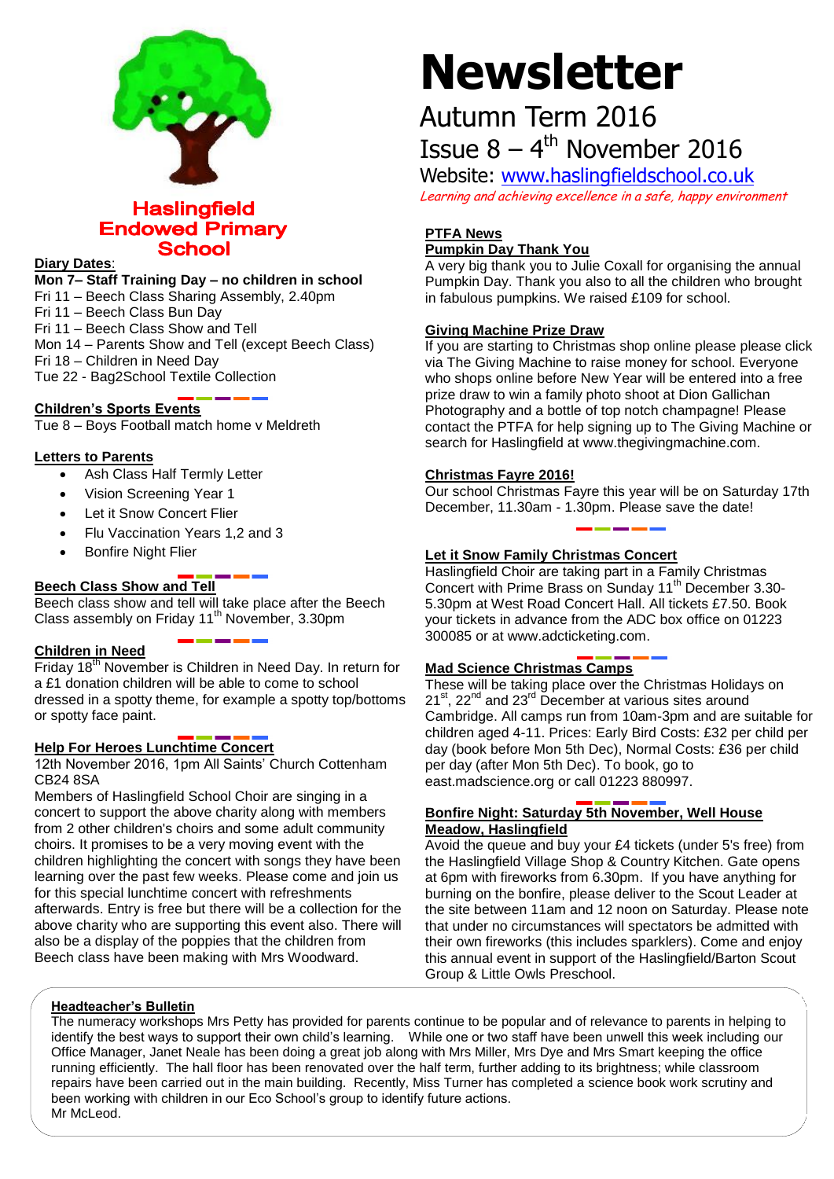# Newsletter

## Autumn Term 2016

## Issue 8 – 4th November 2016

Website: www.haslingfieldschool.co.uk

*Learning and achieving excellence in a safe, happy environment*

**Haslingfield Endowed Primary School**

**Diary Dates**:

**Mon 7– Staff Training Day – no children in school**
Fri 11 – Beech Class Sharing Assembly, 2.40pm
Fri 11 – Beech Class Bun Day
Fri 11 – Beech Class Show and Tell
Mon 14 – Parents Show and Tell (except Beech Class)
Fri 18 – Children in Need Day
Tue 22 - Bag2School Textile Collection

**Children's Sports Events**

Tue 8 – Boys Football match home v Meldreth

**Letters to Parents**

- Ash Class Half Termly Letter
- Vision Screening Year 1
- Let it Snow Concert Flier
- Flu Vaccination Years 1,2 and 3
- Bonfire Night Flier

**Beech Class Show and Tell**

Beech class show and tell will take place after the Beech Class assembly on Friday 11th November, 3.30pm

**Children in Need**

Friday 18th November is Children in Need Day. In return for a £1 donation children will be able to come to school dressed in a spotty theme, for example a spotty top/bottoms or spotty face paint.

**Help For Heroes Lunchtime Concert**

12th November 2016, 1pm All Saints' Church Cottenham CB24 8SA

Members of Haslingfield School Choir are singing in a concert to support the above charity along with members from 2 other children's choirs and some adult community choirs. It promises to be a very moving event with the children highlighting the concert with songs they have been learning over the past few weeks. Please come and join us for this special lunchtime concert with refreshments afterwards. Entry is free but there will be a collection for the above charity who are supporting this event also. There will also be a display of the poppies that the children from Beech class have been making with Mrs Woodward.

**PTFA News**

**Pumpkin Day Thank You**

A very big thank you to Julie Coxall for organising the annual Pumpkin Day. Thank you also to all the children who brought in fabulous pumpkins. We raised £109 for school.

**Giving Machine Prize Draw**

If you are starting to Christmas shop online please please click via The Giving Machine to raise money for school. Everyone who shops online before New Year will be entered into a free prize draw to win a family photo shoot at Dion Gallichan Photography and a bottle of top notch champagne! Please contact the PTFA for help signing up to The Giving Machine or search for Haslingfield at www.thegivingmachine.com.

**Christmas Fayre 2016!**

Our school Christmas Fayre this year will be on Saturday 17th December, 11.30am - 1.30pm. Please save the date!

**Let it Snow Family Christmas Concert**

Haslingfield Choir are taking part in a Family Christmas Concert with Prime Brass on Sunday 11th December 3.30-5.30pm at West Road Concert Hall. All tickets £7.50. Book your tickets in advance from the ADC box office on 01223 300085 or at www.adcticketing.com.

**Mad Science Christmas Camps**

These will be taking place over the Christmas Holidays on 21st, 22nd and 23rd December at various sites around Cambridge. All camps run from 10am-3pm and are suitable for children aged 4-11. Prices: Early Bird Costs: £32 per child per day (book before Mon 5th Dec), Normal Costs: £36 per child per day (after Mon 5th Dec). To book, go to east.madscience.org or call 01223 880997.

**Bonfire Night: Saturday 5th November, Well House Meadow, Haslingfield**

Avoid the queue and buy your £4 tickets (under 5's free) from the Haslingfield Village Shop & Country Kitchen. Gate opens at 6pm with fireworks from 6.30pm. If you have anything for burning on the bonfire, please deliver to the Scout Leader at the site between 11am and 12 noon on Saturday. Please note that under no circumstances will spectators be admitted with their own fireworks (this includes sparklers). Come and enjoy this annual event in support of the Haslingfield/Barton Scout Group & Little Owls Preschool.

**Headteacher's Bulletin**

The numeracy workshops Mrs Petty has provided for parents continue to be popular and of relevance to parents in helping to identify the best ways to support their own child's learning. While one or two staff have been unwell this week including our Office Manager, Janet Neale has been doing a great job along with Mrs Miller, Mrs Dye and Mrs Smart keeping the office running efficiently. The hall floor has been renovated over the half term, further adding to its brightness; while classroom repairs have been carried out in the main building. Recently, Miss Turner has completed a science book work scrutiny and been working with children in our Eco School's group to identify future actions.
Mr McLeod.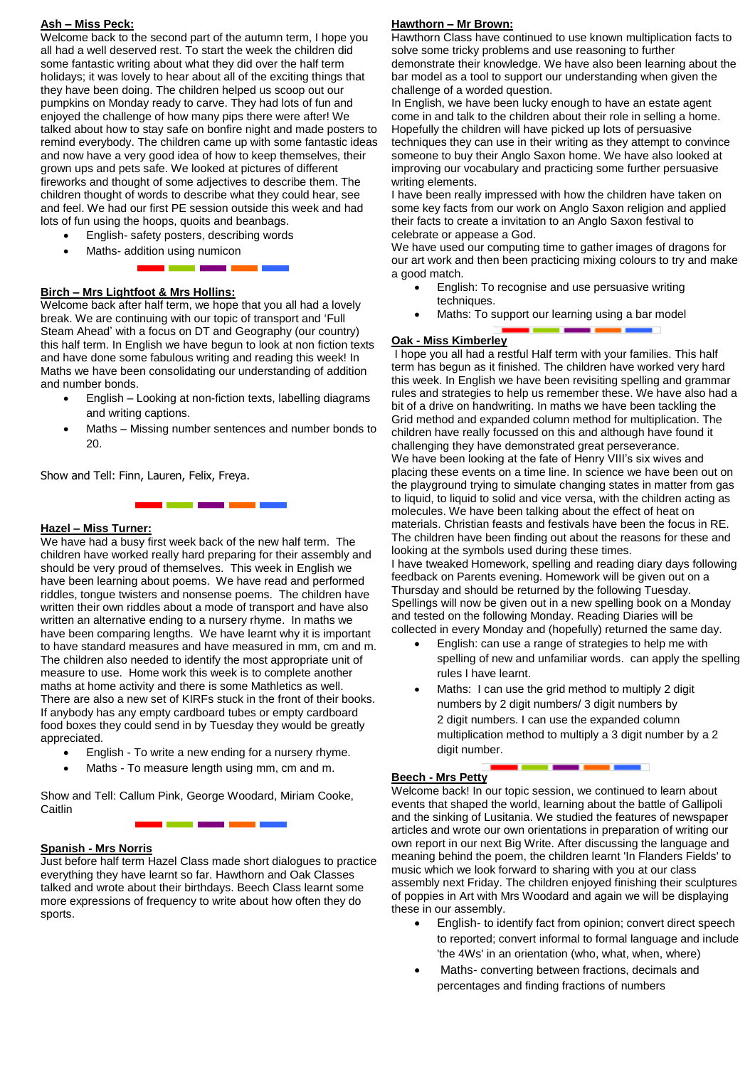**Ash – Miss Peck:**

Welcome back to the second part of the autumn term, I hope you all had a well deserved rest. To start the week the children did some fantastic writing about what they did over the half term holidays; it was lovely to hear about all of the exciting things that they have been doing. The children helped us scoop out our pumpkins on Monday ready to carve. They had lots of fun and enjoyed the challenge of how many pips there were after! We talked about how to stay safe on bonfire night and made posters to remind everybody. The children came up with some fantastic ideas and now have a very good idea of how to keep themselves, their grown ups and pets safe. We looked at pictures of different fireworks and thought of some adjectives to describe them. The children thought of words to describe what they could hear, see and feel. We had our first PE session outside this week and had lots of fun using the hoops, quoits and beanbags.

- English- safety posters, describing words
- Maths- addition using numicon

**Birch – Mrs Lightfoot & Mrs Hollins:**

Welcome back after half term, we hope that you all had a lovely break. We are continuing with our topic of transport and 'Full Steam Ahead' with a focus on DT and Geography (our country) this half term. In English we have begun to look at non fiction texts and have done some fabulous writing and reading this week! In Maths we have been consolidating our understanding of addition and number bonds.

- English – Looking at non-fiction texts, labelling diagrams and writing captions.
- Maths – Missing number sentences and number bonds to 20.

Show and Tell: Finn, Lauren, Felix, Freya.

**Hazel – Miss Turner:**

We have had a busy first week back of the new half term. The children have worked really hard preparing for their assembly and should be very proud of themselves. This week in English we have been learning about poems. We have read and performed riddles, tongue twisters and nonsense poems. The children have written their own riddles about a mode of transport and have also written an alternative ending to a nursery rhyme. In maths we have been comparing lengths. We have learnt why it is important to have standard measures and have measured in mm, cm and m. The children also needed to identify the most appropriate unit of measure to use. Home work this week is to complete another maths at home activity and there is some Mathletics as well. There are also a new set of KIRFs stuck in the front of their books. If anybody has any empty cardboard tubes or empty cardboard food boxes they could send in by Tuesday they would be greatly appreciated.

- English - To write a new ending for a nursery rhyme.
- Maths - To measure length using mm, cm and m.

Show and Tell: Callum Pink, George Woodard, Miriam Cooke, Caitlin

**Spanish - Mrs Norris**

Just before half term Hazel Class made short dialogues to practice everything they have learnt so far. Hawthorn and Oak Classes talked and wrote about their birthdays. Beech Class learnt some more expressions of frequency to write about how often they do sports.

**Hawthorn – Mr Brown:**

Hawthorn Class have continued to use known multiplication facts to solve some tricky problems and use reasoning to further demonstrate their knowledge. We have also been learning about the bar model as a tool to support our understanding when given the challenge of a worded question.

In English, we have been lucky enough to have an estate agent come in and talk to the children about their role in selling a home. Hopefully the children will have picked up lots of persuasive techniques they can use in their writing as they attempt to convince someone to buy their Anglo Saxon home. We have also looked at improving our vocabulary and practicing some further persuasive writing elements.

I have been really impressed with how the children have taken on some key facts from our work on Anglo Saxon religion and applied their facts to create a invitation to an Anglo Saxon festival to celebrate or appease a God.

We have used our computing time to gather images of dragons for our art work and then been practicing mixing colours to try and make a good match.

- English: To recognise and use persuasive writing techniques.
- Maths: To support our learning using a bar model

**Oak - Miss Kimberley**

I hope you all had a restful Half term with your families. This half term has begun as it finished. The children have worked very hard this week. In English we have been revisiting spelling and grammar rules and strategies to help us remember these. We have also had a bit of a drive on handwriting. In maths we have been tackling the Grid method and expanded column method for multiplication. The children have really focussed on this and although have found it challenging they have demonstrated great perseverance.

We have been looking at the fate of Henry VIII's six wives and placing these events on a time line. In science we have been out on the playground trying to simulate changing states in matter from gas to liquid, to liquid to solid and vice versa, with the children acting as molecules. We have been talking about the effect of heat on materials. Christian feasts and festivals have been the focus in RE. The children have been finding out about the reasons for these and looking at the symbols used during these times.

I have tweaked Homework, spelling and reading diary days following feedback on Parents evening. Homework will be given out on a Thursday and should be returned by the following Tuesday. Spellings will now be given out in a new spelling book on a Monday and tested on the following Monday. Reading Diaries will be collected in every Monday and (hopefully) returned the same day.

- English: can use a range of strategies to help me with spelling of new and unfamiliar words. can apply the spelling rules I have learnt.
- Maths: I can use the grid method to multiply 2 digit numbers by 2 digit numbers/ 3 digit numbers by 2 digit numbers. I can use the expanded column multiplication method to multiply a 3 digit number by a 2 digit number.

**Beech - Mrs Petty**

Welcome back! In our topic session, we continued to learn about events that shaped the world, learning about the battle of Gallipoli and the sinking of Lusitania. We studied the features of newspaper articles and wrote our own orientations in preparation of writing our own report in our next Big Write. After discussing the language and meaning behind the poem, the children learnt 'In Flanders Fields' to music which we look forward to sharing with you at our class assembly next Friday. The children enjoyed finishing their sculptures of poppies in Art with Mrs Woodard and again we will be displaying these in our assembly.

- English- to identify fact from opinion; convert direct speech to reported; convert informal to formal language and include 'the 4Ws' in an orientation (who, what, when, where)
- Maths- converting between fractions, decimals and percentages and finding fractions of numbers